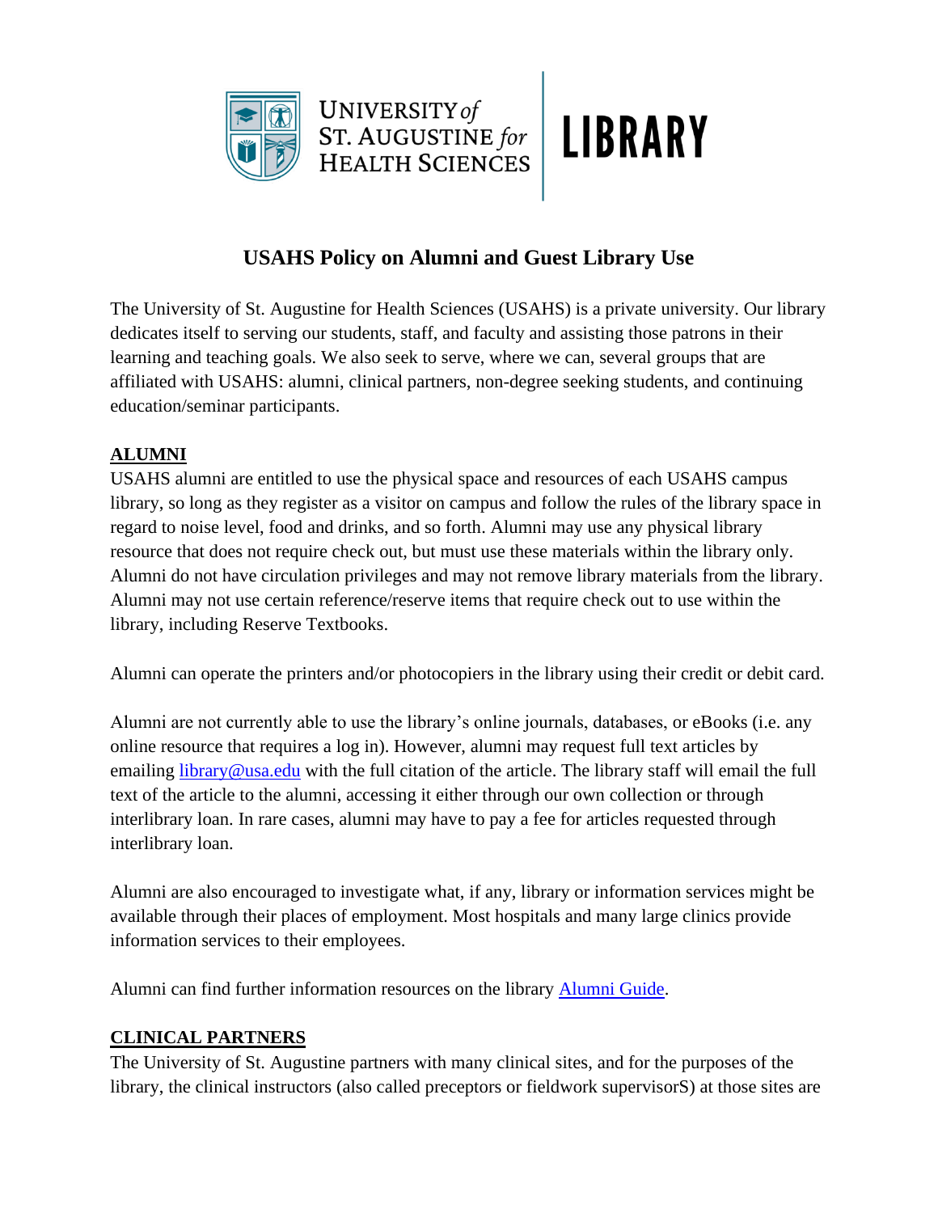UNIVERSITY of ST. AUGUSTINE for HEALTH SCIENCES | LIBRARY

# USAHS Policy on Alumni and Guest Library Use

The University of St. Augustine for Health Sciences (USAHS) is a private university. Our library dedicates itself to serving our students, staff, and faculty and assisting those patrons in their learning and teaching goals. We also seek to serve, where we can, several groups that are affiliated with USAHS: alumni, clinical partners, non-degree seeking students, and continuing education/seminar participants.

## ALUMNI

USAHS alumni are entitled to use the physical space and resources of each USAHS campus library, so long as they register as a visitor on campus and follow the rules of the library space in regard to noise level, food and drinks, and so forth. Alumni may use any physical library resource that does not require check out, but must use these materials within the library only. Alumni do not have circulation privileges and may not remove library materials from the library. Alumni may not use certain reference/reserve items that require check out to use within the library, including Reserve Textbooks.

Alumni can operate the printers and/or photocopiers in the library using their credit or debit card.

Alumni are not currently able to use the library's online journals, databases, or eBooks (i.e. any online resource that requires a log in). However, alumni may request full text articles by emailing library@usa.edu with the full citation of the article. The library staff will email the full text of the article to the alumni, accessing it either through our own collection or through interlibrary loan. In rare cases, alumni may have to pay a fee for articles requested through interlibrary loan.

Alumni are also encouraged to investigate what, if any, library or information services might be available through their places of employment. Most hospitals and many large clinics provide information services to their employees.

Alumni can find further information resources on the library Alumni Guide.

## CLINICAL PARTNERS

The University of St. Augustine partners with many clinical sites, and for the purposes of the library, the clinical instructors (also called preceptors or fieldwork supervisorS) at those sites are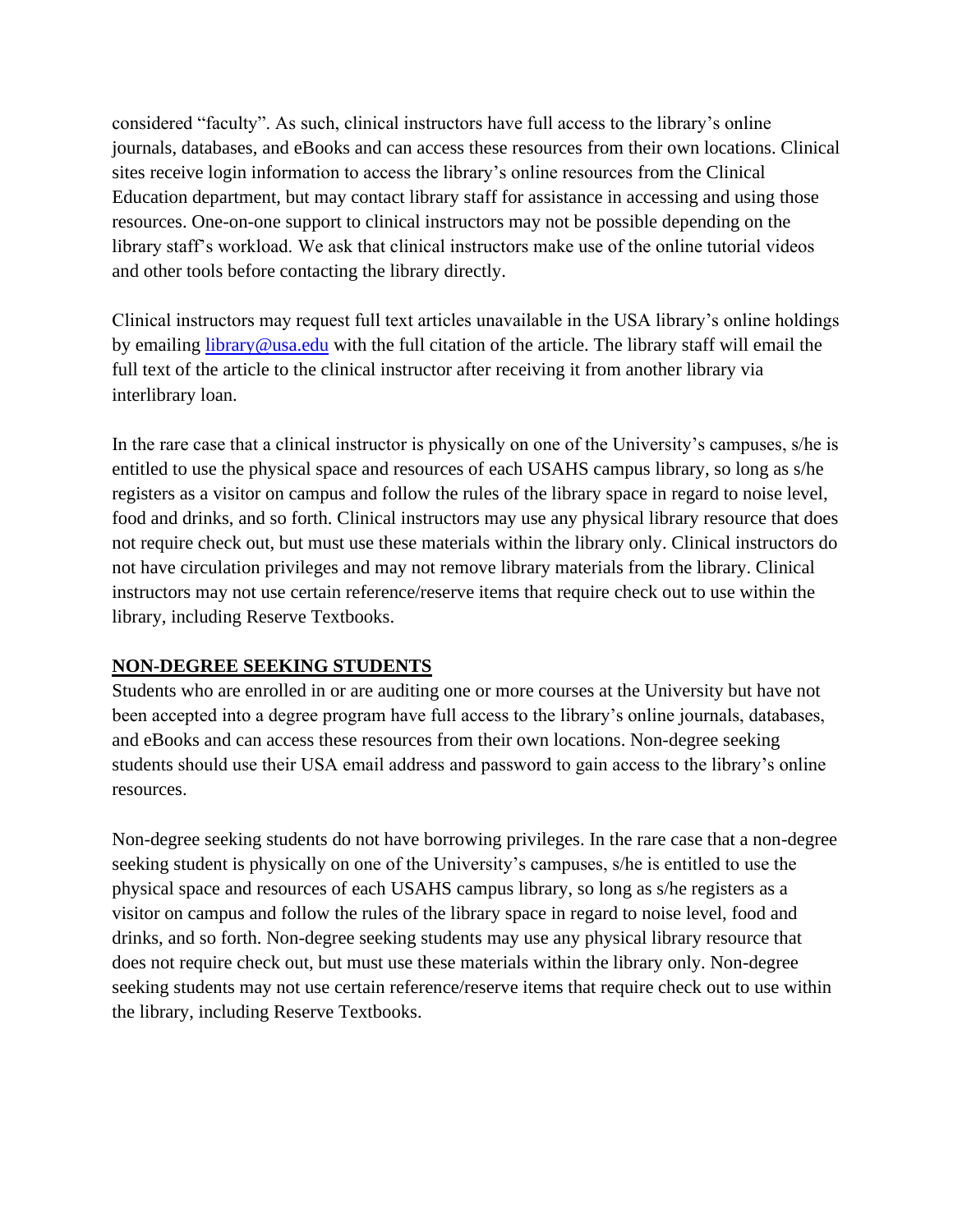considered “faculty”. As such, clinical instructors have full access to the library’s online journals, databases, and eBooks and can access these resources from their own locations. Clinical sites receive login information to access the library’s online resources from the Clinical Education department, but may contact library staff for assistance in accessing and using those resources. One-on-one support to clinical instructors may not be possible depending on the library staff’s workload. We ask that clinical instructors make use of the online tutorial videos and other tools before contacting the library directly.

Clinical instructors may request full text articles unavailable in the USA library’s online holdings by emailing [library@usa.edu](mailto:library@usa.edu) with the full citation of the article. The library staff will email the full text of the article to the clinical instructor after receiving it from another library via interlibrary loan.

In the rare case that a clinical instructor is physically on one of the University’s campuses, s/he is entitled to use the physical space and resources of each USAHS campus library, so long as s/he registers as a visitor on campus and follow the rules of the library space in regard to noise level, food and drinks, and so forth. Clinical instructors may use any physical library resource that does not require check out, but must use these materials within the library only. Clinical instructors do not have circulation privileges and may not remove library materials from the library. Clinical instructors may not use certain reference/reserve items that require check out to use within the library, including Reserve Textbooks.

## NON-DEGREE SEEKING STUDENTS

Students who are enrolled in or are auditing one or more courses at the University but have not been accepted into a degree program have full access to the library’s online journals, databases, and eBooks and can access these resources from their own locations. Non-degree seeking students should use their USA email address and password to gain access to the library’s online resources.

Non-degree seeking students do not have borrowing privileges. In the rare case that a non-degree seeking student is physically on one of the University’s campuses, s/he is entitled to use the physical space and resources of each USAHS campus library, so long as s/he registers as a visitor on campus and follow the rules of the library space in regard to noise level, food and drinks, and so forth. Non-degree seeking students may use any physical library resource that does not require check out, but must use these materials within the library only. Non-degree seeking students may not use certain reference/reserve items that require check out to use within the library, including Reserve Textbooks.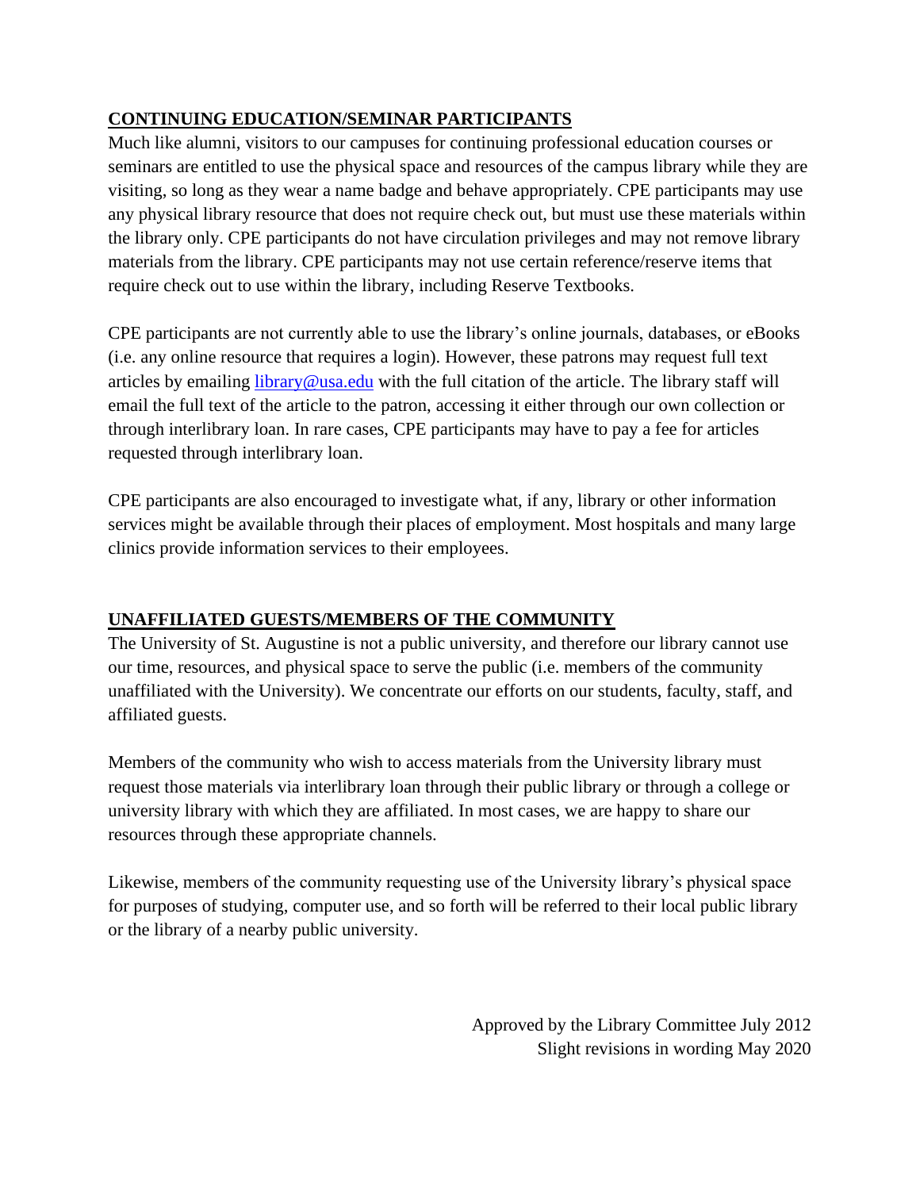## CONTINUING EDUCATION/SEMINAR PARTICIPANTS

Much like alumni, visitors to our campuses for continuing professional education courses or seminars are entitled to use the physical space and resources of the campus library while they are visiting, so long as they wear a name badge and behave appropriately. CPE participants may use any physical library resource that does not require check out, but must use these materials within the library only. CPE participants do not have circulation privileges and may not remove library materials from the library. CPE participants may not use certain reference/reserve items that require check out to use within the library, including Reserve Textbooks.

CPE participants are not currently able to use the library's online journals, databases, or eBooks (i.e. any online resource that requires a login). However, these patrons may request full text articles by emailing library@usa.edu with the full citation of the article. The library staff will email the full text of the article to the patron, accessing it either through our own collection or through interlibrary loan. In rare cases, CPE participants may have to pay a fee for articles requested through interlibrary loan.

CPE participants are also encouraged to investigate what, if any, library or other information services might be available through their places of employment. Most hospitals and many large clinics provide information services to their employees.

## UNAFFILIATED GUESTS/MEMBERS OF THE COMMUNITY

The University of St. Augustine is not a public university, and therefore our library cannot use our time, resources, and physical space to serve the public (i.e. members of the community unaffiliated with the University). We concentrate our efforts on our students, faculty, staff, and affiliated guests.

Members of the community who wish to access materials from the University library must request those materials via interlibrary loan through their public library or through a college or university library with which they are affiliated. In most cases, we are happy to share our resources through these appropriate channels.

Likewise, members of the community requesting use of the University library's physical space for purposes of studying, computer use, and so forth will be referred to their local public library or the library of a nearby public university.

Approved by the Library Committee July 2012
Slight revisions in wording May 2020